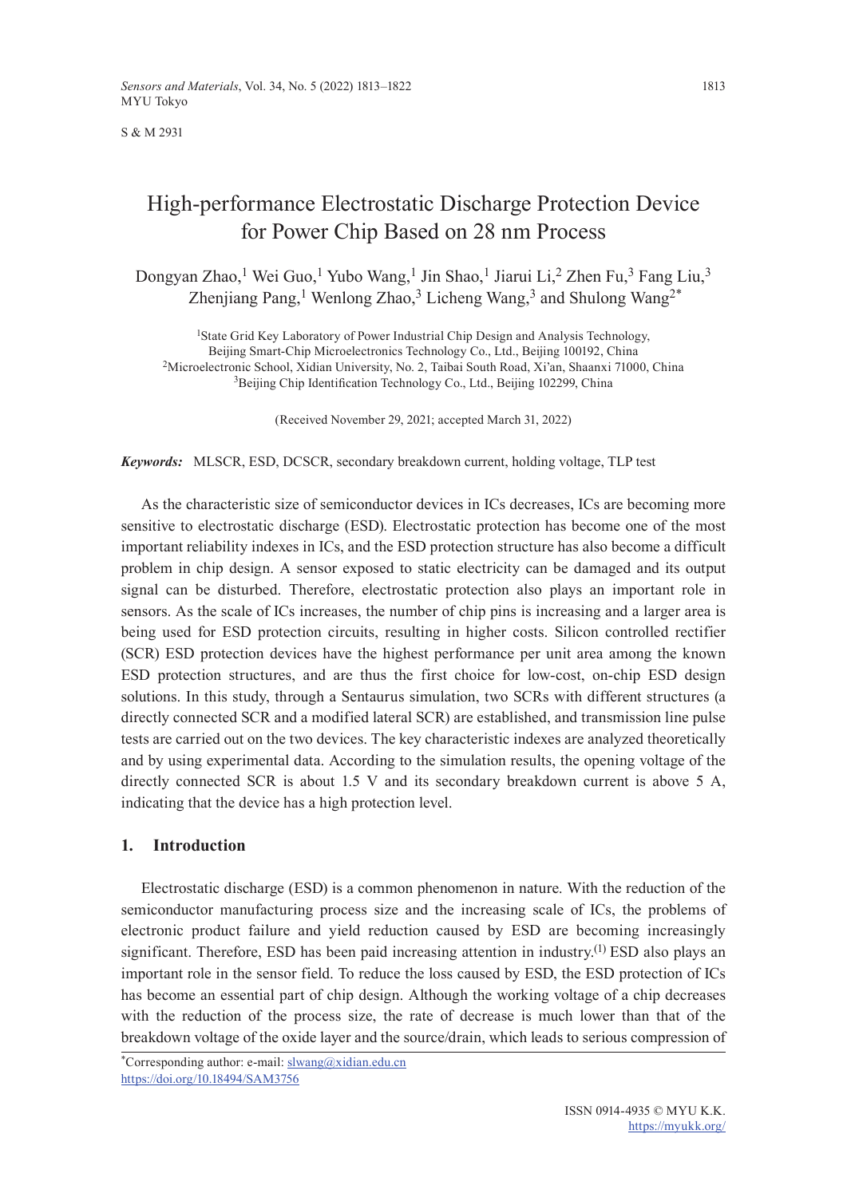S & M 2931

# High-performance Electrostatic Discharge Protection Device for Power Chip Based on 28 nm Process

Dongyan Zhao,[1] Wei Guo,[1] Yubo Wang,[1] Jin Shao,[1] Jiarui Li,[2] Zhen Fu,[3] Fang Liu,[3] Zhenjiang Pang,[1] Wenlong Zhao,[3] Licheng Wang,[3] and Shulong Wang[2*]

[1]State Grid Key Laboratory of Power Industrial Chip Design and Analysis Technology, Beijing Smart-Chip Microelectronics Technology Co., Ltd., Beijing 100192, China
[2]Microelectronic School, Xidian University, No. 2, Taibai South Road, Xi'an, Shaanxi 71000, China
[3]Beijing Chip Identification Technology Co., Ltd., Beijing 102299, China

(Received November 29, 2021; accepted March 31, 2022)

***Keywords:*** MLSCR, ESD, DCSCR, secondary breakdown current, holding voltage, TLP test

As the characteristic size of semiconductor devices in ICs decreases, ICs are becoming more sensitive to electrostatic discharge (ESD). Electrostatic protection has become one of the most important reliability indexes in ICs, and the ESD protection structure has also become a difficult problem in chip design. A sensor exposed to static electricity can be damaged and its output signal can be disturbed. Therefore, electrostatic protection also plays an important role in sensors. As the scale of ICs increases, the number of chip pins is increasing and a larger area is being used for ESD protection circuits, resulting in higher costs. Silicon controlled rectifier (SCR) ESD protection devices have the highest performance per unit area among the known ESD protection structures, and are thus the first choice for low-cost, on-chip ESD design solutions. In this study, through a Sentaurus simulation, two SCRs with different structures (a directly connected SCR and a modified lateral SCR) are established, and transmission line pulse tests are carried out on the two devices. The key characteristic indexes are analyzed theoretically and by using experimental data. According to the simulation results, the opening voltage of the directly connected SCR is about 1.5 V and its secondary breakdown current is above 5 A, indicating that the device has a high protection level.

## 1. Introduction

Electrostatic discharge (ESD) is a common phenomenon in nature. With the reduction of the semiconductor manufacturing process size and the increasing scale of ICs, the problems of electronic product failure and yield reduction caused by ESD are becoming increasingly significant. Therefore, ESD has been paid increasing attention in industry.[1] ESD also plays an important role in the sensor field. To reduce the loss caused by ESD, the ESD protection of ICs has become an essential part of chip design. Although the working voltage of a chip decreases with the reduction of the process size, the rate of decrease is much lower than that of the breakdown voltage of the oxide layer and the source/drain, which leads to serious compression of

*Corresponding author: e-mail: slwang@xidian.edu.cn
https://doi.org/10.18494/SAM3756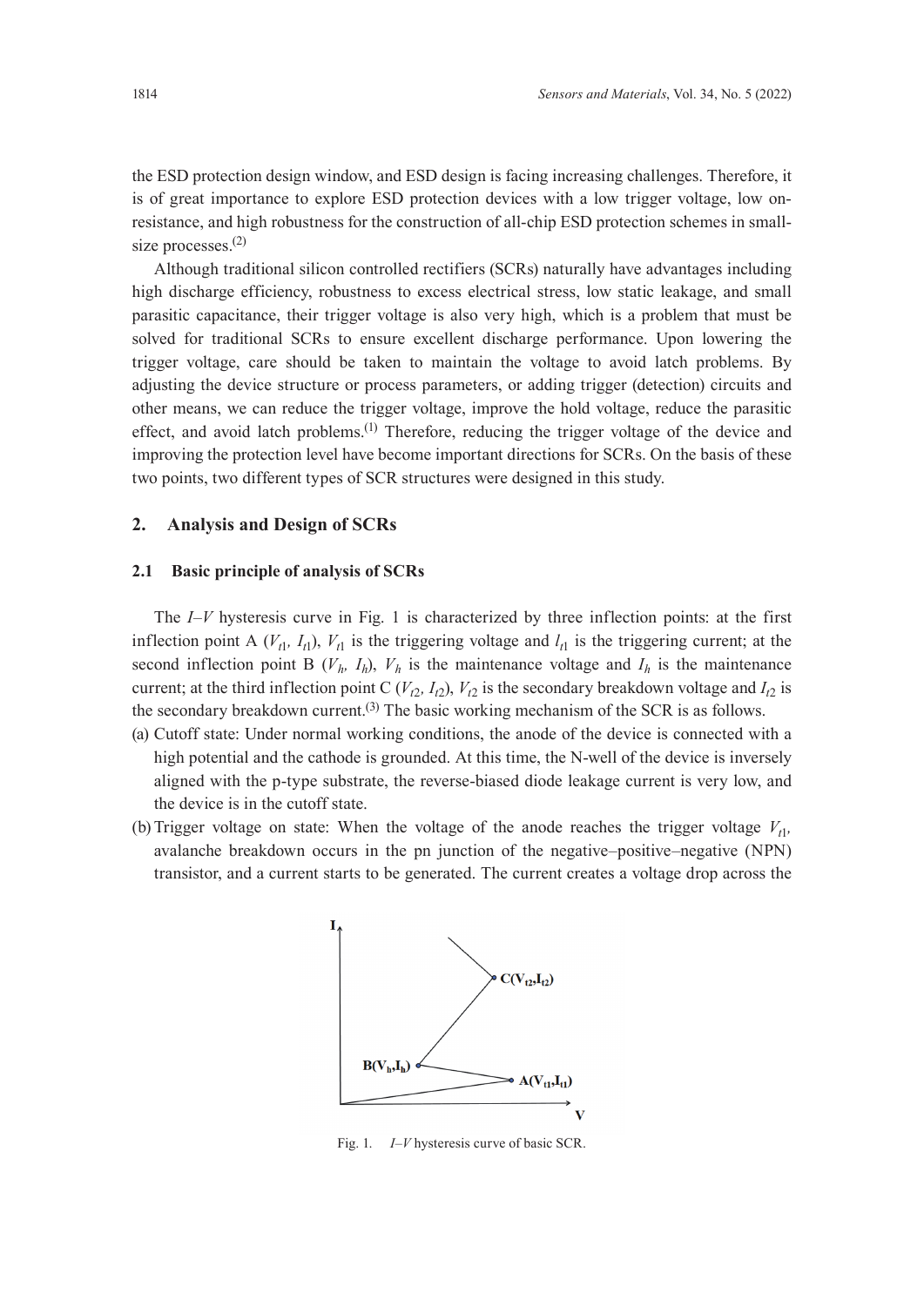the ESD protection design window, and ESD design is facing increasing challenges. Therefore, it is of great importance to explore ESD protection devices with a low trigger voltage, low on-resistance, and high robustness for the construction of all-chip ESD protection schemes in small-size processes.(2)

Although traditional silicon controlled rectifiers (SCRs) naturally have advantages including high discharge efficiency, robustness to excess electrical stress, low static leakage, and small parasitic capacitance, their trigger voltage is also very high, which is a problem that must be solved for traditional SCRs to ensure excellent discharge performance. Upon lowering the trigger voltage, care should be taken to maintain the voltage to avoid latch problems. By adjusting the device structure or process parameters, or adding trigger (detection) circuits and other means, we can reduce the trigger voltage, improve the hold voltage, reduce the parasitic effect, and avoid latch problems.(1) Therefore, reducing the trigger voltage of the device and improving the protection level have become important directions for SCRs. On the basis of these two points, two different types of SCR structures were designed in this study.

## 2. Analysis and Design of SCRs

### 2.1 Basic principle of analysis of SCRs

The *I*–*V* hysteresis curve in Fig. 1 is characterized by three inflection points: at the first inflection point A ($V_{t1}$, $I_{t1}$), $V_{t1}$ is the triggering voltage and $I_{t1}$ is the triggering current; at the second inflection point B ($V_h$, $I_h$), $V_h$ is the maintenance voltage and $I_h$ is the maintenance current; at the third inflection point C ($V_{t2}$, $I_{t2}$), $V_{t2}$ is the secondary breakdown voltage and $I_{t2}$ is the secondary breakdown current.(3) The basic working mechanism of the SCR is as follows.

(a) Cutoff state: Under normal working conditions, the anode of the device is connected with a high potential and the cathode is grounded. At this time, the N-well of the device is inversely aligned with the p-type substrate, the reverse-biased diode leakage current is very low, and the device is in the cutoff state.

(b) Trigger voltage on state: When the voltage of the anode reaches the trigger voltage $V_{t1}$, avalanche breakdown occurs in the pn junction of the negative–positive–negative (NPN) transistor, and a current starts to be generated. The current creates a voltage drop across the

Fig. 1. *I*–*V* hysteresis curve of basic SCR.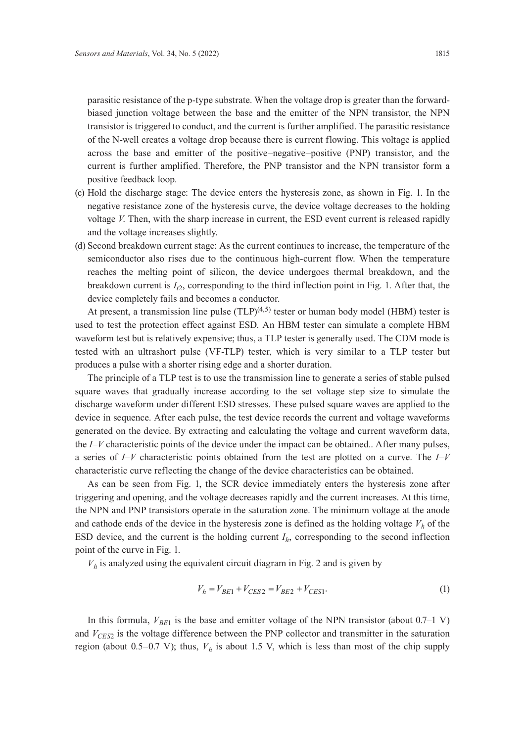parasitic resistance of the p-type substrate. When the voltage drop is greater than the forward-biased junction voltage between the base and the emitter of the NPN transistor, the NPN transistor is triggered to conduct, and the current is further amplified. The parasitic resistance of the N-well creates a voltage drop because there is current flowing. This voltage is applied across the base and emitter of the positive–negative–positive (PNP) transistor, and the current is further amplified. Therefore, the PNP transistor and the NPN transistor form a positive feedback loop.

(c) Hold the discharge stage: The device enters the hysteresis zone, as shown in Fig. 1. In the negative resistance zone of the hysteresis curve, the device voltage decreases to the holding voltage *V*. Then, with the sharp increase in current, the ESD event current is released rapidly and the voltage increases slightly.

(d) Second breakdown current stage: As the current continues to increase, the temperature of the semiconductor also rises due to the continuous high-current flow. When the temperature reaches the melting point of silicon, the device undergoes thermal breakdown, and the breakdown current is $I_{t2}$, corresponding to the third inflection point in Fig. 1. After that, the device completely fails and becomes a conductor.

At present, a transmission line pulse (TLP)[4,5] tester or human body model (HBM) tester is used to test the protection effect against ESD. An HBM tester can simulate a complete HBM waveform test but is relatively expensive; thus, a TLP tester is generally used. The CDM mode is tested with an ultrashort pulse (VF-TLP) tester, which is very similar to a TLP tester but produces a pulse with a shorter rising edge and a shorter duration.

The principle of a TLP test is to use the transmission line to generate a series of stable pulsed square waves that gradually increase according to the set voltage step size to simulate the discharge waveform under different ESD stresses. These pulsed square waves are applied to the device in sequence. After each pulse, the test device records the current and voltage waveforms generated on the device. By extracting and calculating the voltage and current waveform data, the *I*–*V* characteristic points of the device under the impact can be obtained.. After many pulses, a series of *I*–*V* characteristic points obtained from the test are plotted on a curve. The *I*–*V* characteristic curve reflecting the change of the device characteristics can be obtained.

As can be seen from Fig. 1, the SCR device immediately enters the hysteresis zone after triggering and opening, and the voltage decreases rapidly and the current increases. At this time, the NPN and PNP transistors operate in the saturation zone. The minimum voltage at the anode and cathode ends of the device in the hysteresis zone is defined as the holding voltage $V_h$ of the ESD device, and the current is the holding current $I_h$, corresponding to the second inflection point of the curve in Fig. 1.

$V_h$ is analyzed using the equivalent circuit diagram in Fig. 2 and is given by

$$V_h = V_{BE1} + V_{CES2} = V_{BE2} + V_{CES1}. \tag{1}$$

In this formula, $V_{BE1}$ is the base and emitter voltage of the NPN transistor (about 0.7–1 V) and $V_{CES2}$ is the voltage difference between the PNP collector and transmitter in the saturation region (about 0.5–0.7 V); thus, $V_h$ is about 1.5 V, which is less than most of the chip supply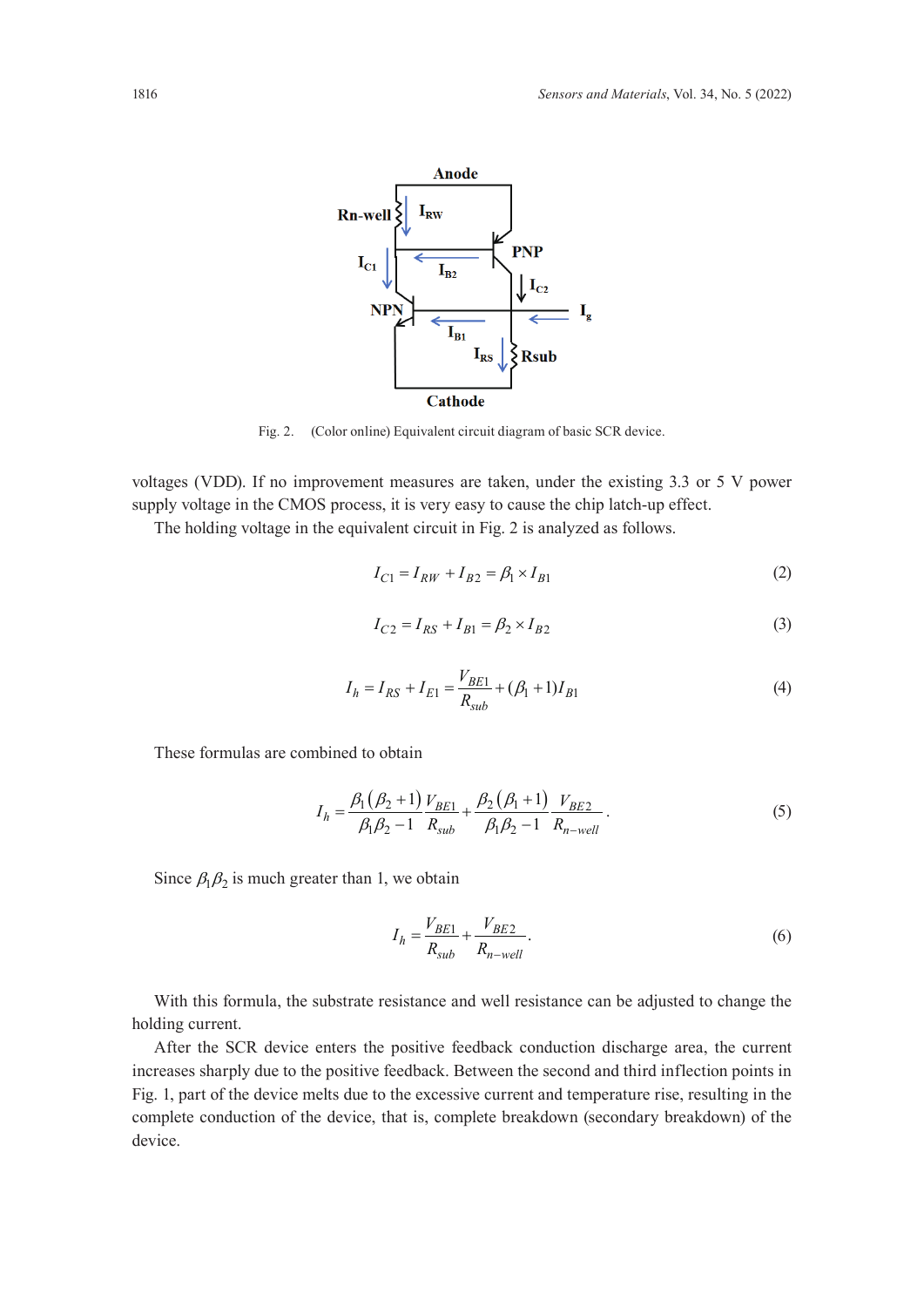Fig. 2. (Color online) Equivalent circuit diagram of basic SCR device.

voltages (VDD). If no improvement measures are taken, under the existing 3.3 or 5 V power supply voltage in the CMOS process, it is very easy to cause the chip latch-up effect.

The holding voltage in the equivalent circuit in Fig. 2 is analyzed as follows.

$$I_{C1} = I_{RW} + I_{B2} = \beta_1 \times I_{B1} \tag{2}$$

$$I_{C2} = I_{RS} + I_{B1} = \beta_2 \times I_{B2} \tag{3}$$

$$I_h = I_{RS} + I_{E1} = \frac{V_{BE1}}{R_{sub}} + (\beta_1 + 1) I_{B1} \tag{4}$$

These formulas are combined to obtain

$$I_h = \frac{\beta_1(\beta_2 + 1)}{\beta_1 \beta_2 - 1} \frac{V_{BE1}}{R_{sub}} + \frac{\beta_2(\beta_1 + 1)}{\beta_1 \beta_2 - 1} \frac{V_{BE2}}{R_{n-well}}. \tag{5}$$

Since $\beta_1\beta_2$ is much greater than 1, we obtain

$$I_h = \frac{V_{BE1}}{R_{sub}} + \frac{V_{BE2}}{R_{n-well}}. \tag{6}$$

With this formula, the substrate resistance and well resistance can be adjusted to change the holding current.

After the SCR device enters the positive feedback conduction discharge area, the current increases sharply due to the positive feedback. Between the second and third inflection points in Fig. 1, part of the device melts due to the excessive current and temperature rise, resulting in the complete conduction of the device, that is, complete breakdown (secondary breakdown) of the device.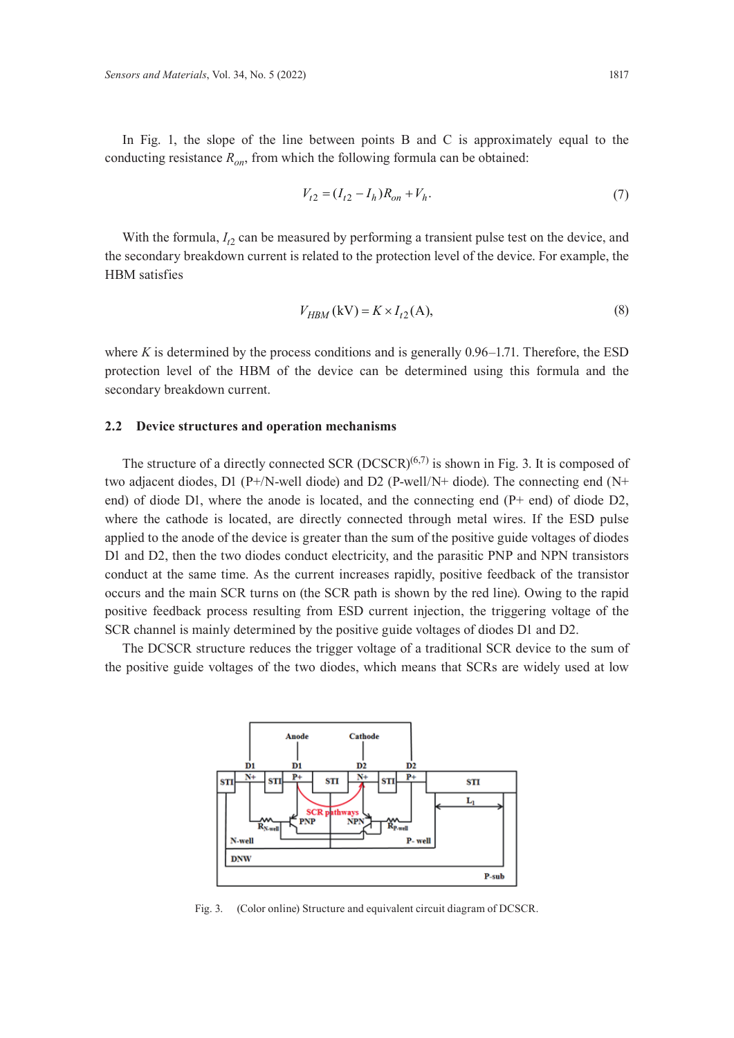In Fig. 1, the slope of the line between points B and C is approximately equal to the conducting resistance $R_{on}$, from which the following formula can be obtained:

$$V_{t2} = (I_{t2} - I_h)R_{on} + V_h. \tag{7}$$

With the formula, $I_{t2}$ can be measured by performing a transient pulse test on the device, and the secondary breakdown current is related to the protection level of the device. For example, the HBM satisfies

$$V_{HBM}\,(\text{kV}) = K \times I_{t2}\,(\text{A}), \tag{8}$$

where $K$ is determined by the process conditions and is generally 0.96–1.71. Therefore, the ESD protection level of the HBM of the device can be determined using this formula and the secondary breakdown current.

### 2.2 Device structures and operation mechanisms

The structure of a directly connected SCR (DCSCR)[6,7] is shown in Fig. 3. It is composed of two adjacent diodes, D1 (P+/N-well diode) and D2 (P-well/N+ diode). The connecting end (N+ end) of diode D1, where the anode is located, and the connecting end (P+ end) of diode D2, where the cathode is located, are directly connected through metal wires. If the ESD pulse applied to the anode of the device is greater than the sum of the positive guide voltages of diodes D1 and D2, then the two diodes conduct electricity, and the parasitic PNP and NPN transistors conduct at the same time. As the current increases rapidly, positive feedback of the transistor occurs and the main SCR turns on (the SCR path is shown by the red line). Owing to the rapid positive feedback process resulting from ESD current injection, the triggering voltage of the SCR channel is mainly determined by the positive guide voltages of diodes D1 and D2.

The DCSCR structure reduces the trigger voltage of a traditional SCR device to the sum of the positive guide voltages of the two diodes, which means that SCRs are widely used at low

Fig. 3. (Color online) Structure and equivalent circuit diagram of DCSCR.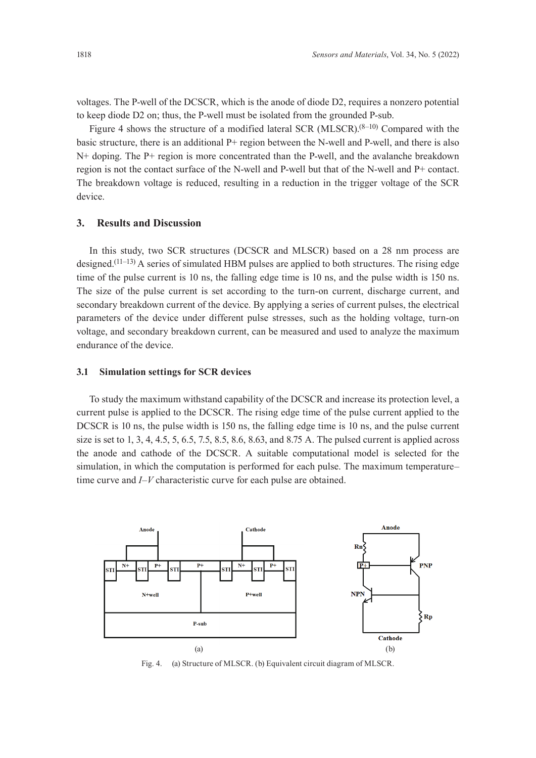voltages. The P-well of the DCSCR, which is the anode of diode D2, requires a nonzero potential to keep diode D2 on; thus, the P-well must be isolated from the grounded P-sub.

Figure 4 shows the structure of a modified lateral SCR (MLSCR).[8–10] Compared with the basic structure, there is an additional P+ region between the N-well and P-well, and there is also N+ doping. The P+ region is more concentrated than the P-well, and the avalanche breakdown region is not the contact surface of the N-well and P-well but that of the N-well and P+ contact. The breakdown voltage is reduced, resulting in a reduction in the trigger voltage of the SCR device.

## 3. Results and Discussion

In this study, two SCR structures (DCSCR and MLSCR) based on a 28 nm process are designed.[11–13] A series of simulated HBM pulses are applied to both structures. The rising edge time of the pulse current is 10 ns, the falling edge time is 10 ns, and the pulse width is 150 ns. The size of the pulse current is set according to the turn-on current, discharge current, and secondary breakdown current of the device. By applying a series of current pulses, the electrical parameters of the device under different pulse stresses, such as the holding voltage, turn-on voltage, and secondary breakdown current, can be measured and used to analyze the maximum endurance of the device.

### 3.1 Simulation settings for SCR devices

To study the maximum withstand capability of the DCSCR and increase its protection level, a current pulse is applied to the DCSCR. The rising edge time of the pulse current applied to the DCSCR is 10 ns, the pulse width is 150 ns, the falling edge time is 10 ns, and the pulse current size is set to 1, 3, 4, 4.5, 5, 6.5, 7.5, 8.5, 8.6, 8.63, and 8.75 A. The pulsed current is applied across the anode and cathode of the DCSCR. A suitable computational model is selected for the simulation, in which the computation is performed for each pulse. The maximum temperature–time curve and *I*–*V* characteristic curve for each pulse are obtained.

Fig. 4. (a) Structure of MLSCR. (b) Equivalent circuit diagram of MLSCR.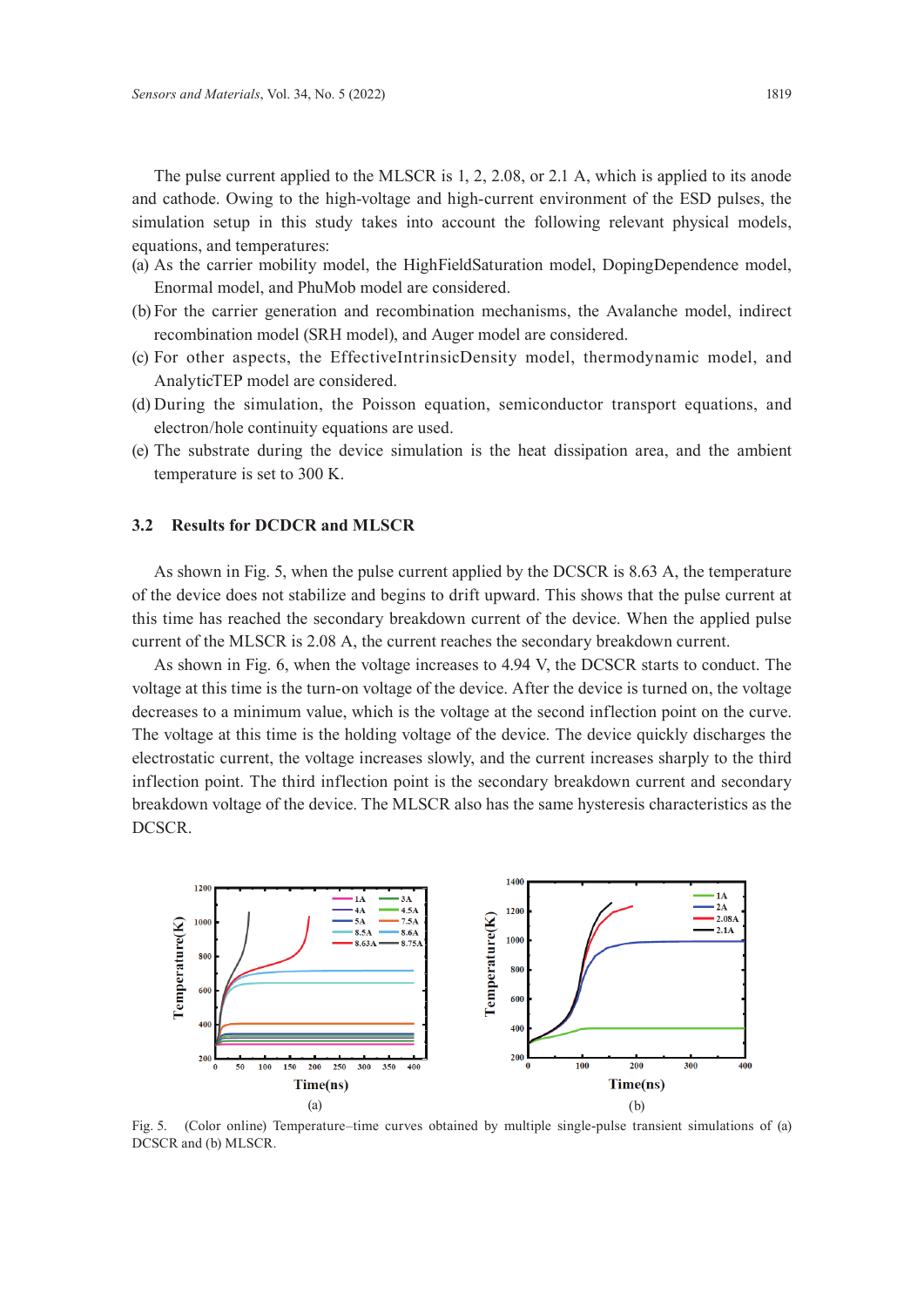The pulse current applied to the MLSCR is 1, 2, 2.08, or 2.1 A, which is applied to its anode and cathode. Owing to the high-voltage and high-current environment of the ESD pulses, the simulation setup in this study takes into account the following relevant physical models, equations, and temperatures:

(a) As the carrier mobility model, the HighFieldSaturation model, DopingDependence model, Enormal model, and PhuMob model are considered.

(b) For the carrier generation and recombination mechanisms, the Avalanche model, indirect recombination model (SRH model), and Auger model are considered.

(c) For other aspects, the EffectiveIntrinsicDensity model, thermodynamic model, and AnalyticTEP model are considered.

(d) During the simulation, the Poisson equation, semiconductor transport equations, and electron/hole continuity equations are used.

(e) The substrate during the device simulation is the heat dissipation area, and the ambient temperature is set to 300 K.

### 3.2 Results for DCDCR and MLSCR

As shown in Fig. 5, when the pulse current applied by the DCSCR is 8.63 A, the temperature of the device does not stabilize and begins to drift upward. This shows that the pulse current at this time has reached the secondary breakdown current of the device. When the applied pulse current of the MLSCR is 2.08 A, the current reaches the secondary breakdown current.

As shown in Fig. 6, when the voltage increases to 4.94 V, the DCSCR starts to conduct. The voltage at this time is the turn-on voltage of the device. After the device is turned on, the voltage decreases to a minimum value, which is the voltage at the second inflection point on the curve. The voltage at this time is the holding voltage of the device. The device quickly discharges the electrostatic current, the voltage increases slowly, and the current increases sharply to the third inflection point. The third inflection point is the secondary breakdown current and secondary breakdown voltage of the device. The MLSCR also has the same hysteresis characteristics as the DCSCR.

Fig. 5. (Color online) Temperature–time curves obtained by multiple single-pulse transient simulations of (a) DCSCR and (b) MLSCR.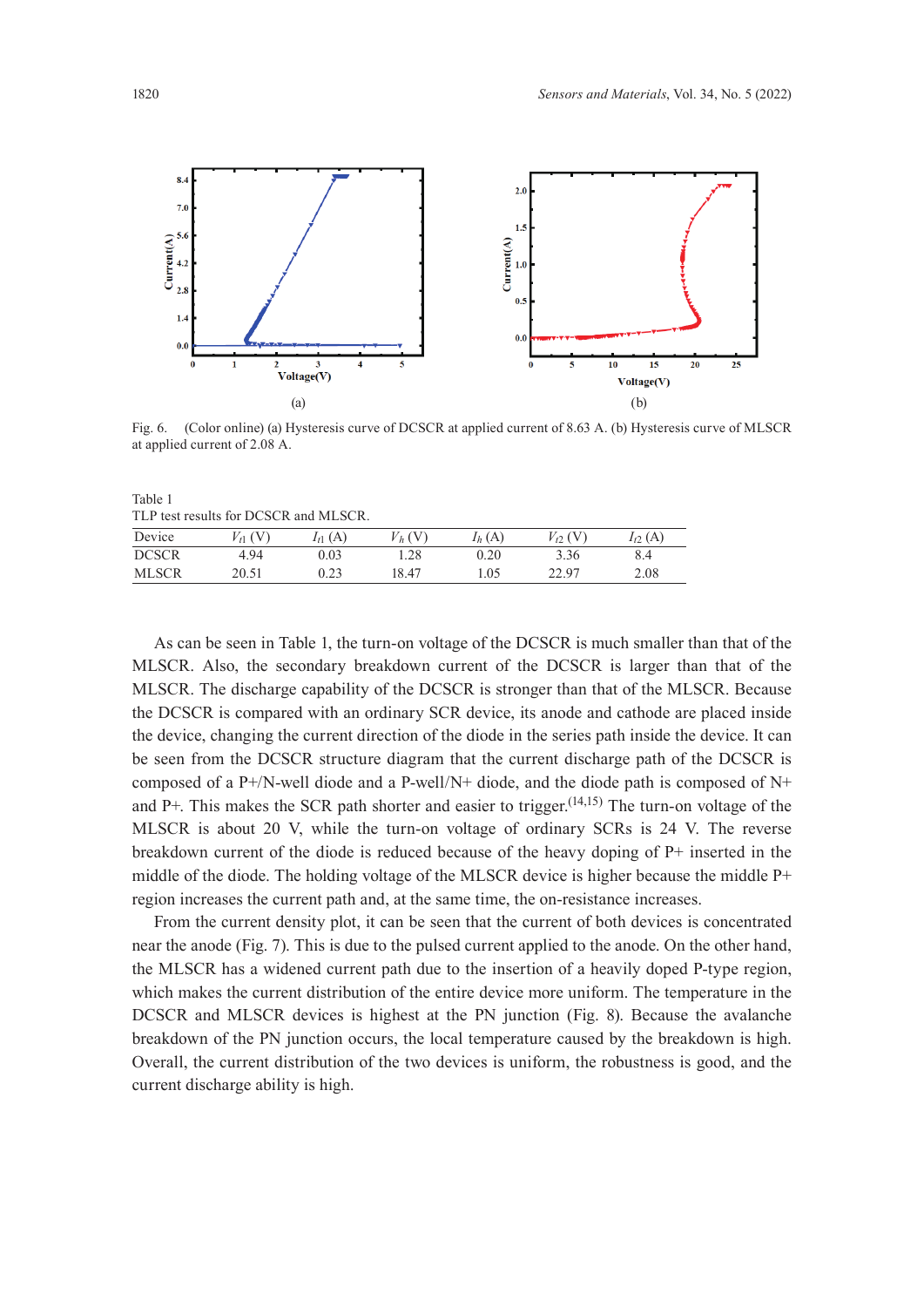Fig. 6. (Color online) (a) Hysteresis curve of DCSCR at applied current of 8.63 A. (b) Hysteresis curve of MLSCR at applied current of 2.08 A.

Table 1
TLP test results for DCSCR and MLSCR.

| Device | $V_{t1}$ (V) | $I_{t1}$ (A) | $V_h$ (V) | $I_h$ (A) | $V_{t2}$ (V) | $I_{t2}$ (A) |
|---|---|---|---|---|---|---|
| DCSCR | 4.94 | 0.03 | 1.28 | 0.20 | 3.36 | 8.4 |
| MLSCR | 20.51 | 0.23 | 18.47 | 1.05 | 22.97 | 2.08 |

As can be seen in Table 1, the turn-on voltage of the DCSCR is much smaller than that of the MLSCR. Also, the secondary breakdown current of the DCSCR is larger than that of the MLSCR. The discharge capability of the DCSCR is stronger than that of the MLSCR. Because the DCSCR is compared with an ordinary SCR device, its anode and cathode are placed inside the device, changing the current direction of the diode in the series path inside the device. It can be seen from the DCSCR structure diagram that the current discharge path of the DCSCR is composed of a P+/N-well diode and a P-well/N+ diode, and the diode path is composed of N+ and P+. This makes the SCR path shorter and easier to trigger.[14,15] The turn-on voltage of the MLSCR is about 20 V, while the turn-on voltage of ordinary SCRs is 24 V. The reverse breakdown current of the diode is reduced because of the heavy doping of P+ inserted in the middle of the diode. The holding voltage of the MLSCR device is higher because the middle P+ region increases the current path and, at the same time, the on-resistance increases.

From the current density plot, it can be seen that the current of both devices is concentrated near the anode (Fig. 7). This is due to the pulsed current applied to the anode. On the other hand, the MLSCR has a widened current path due to the insertion of a heavily doped P-type region, which makes the current distribution of the entire device more uniform. The temperature in the DCSCR and MLSCR devices is highest at the PN junction (Fig. 8). Because the avalanche breakdown of the PN junction occurs, the local temperature caused by the breakdown is high. Overall, the current distribution of the two devices is uniform, the robustness is good, and the current discharge ability is high.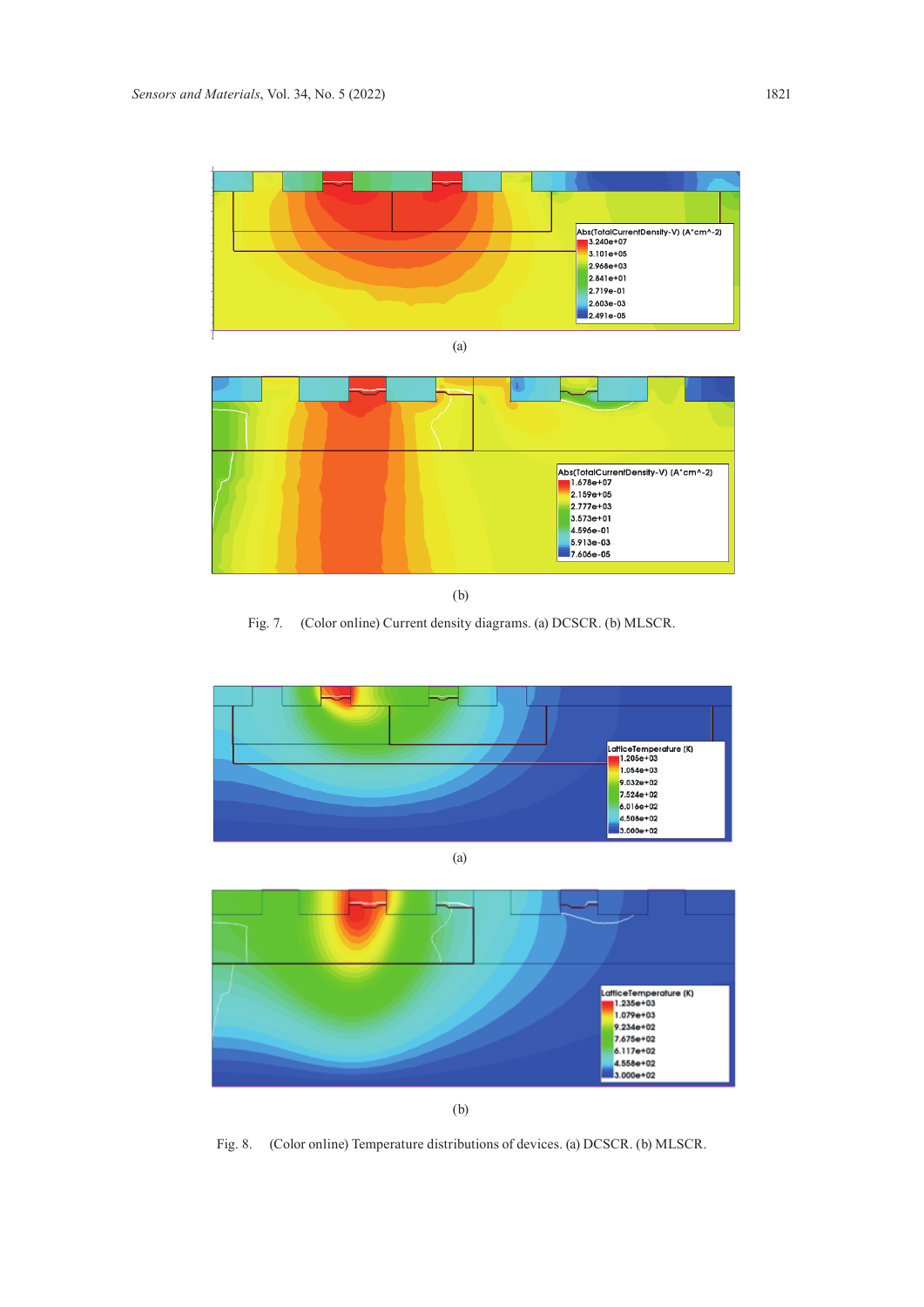(a)

(b)

Fig. 7. (Color online) Current density diagrams. (a) DCSCR. (b) MLSCR.

(a)

(b)

Fig. 8. (Color online) Temperature distributions of devices. (a) DCSCR. (b) MLSCR.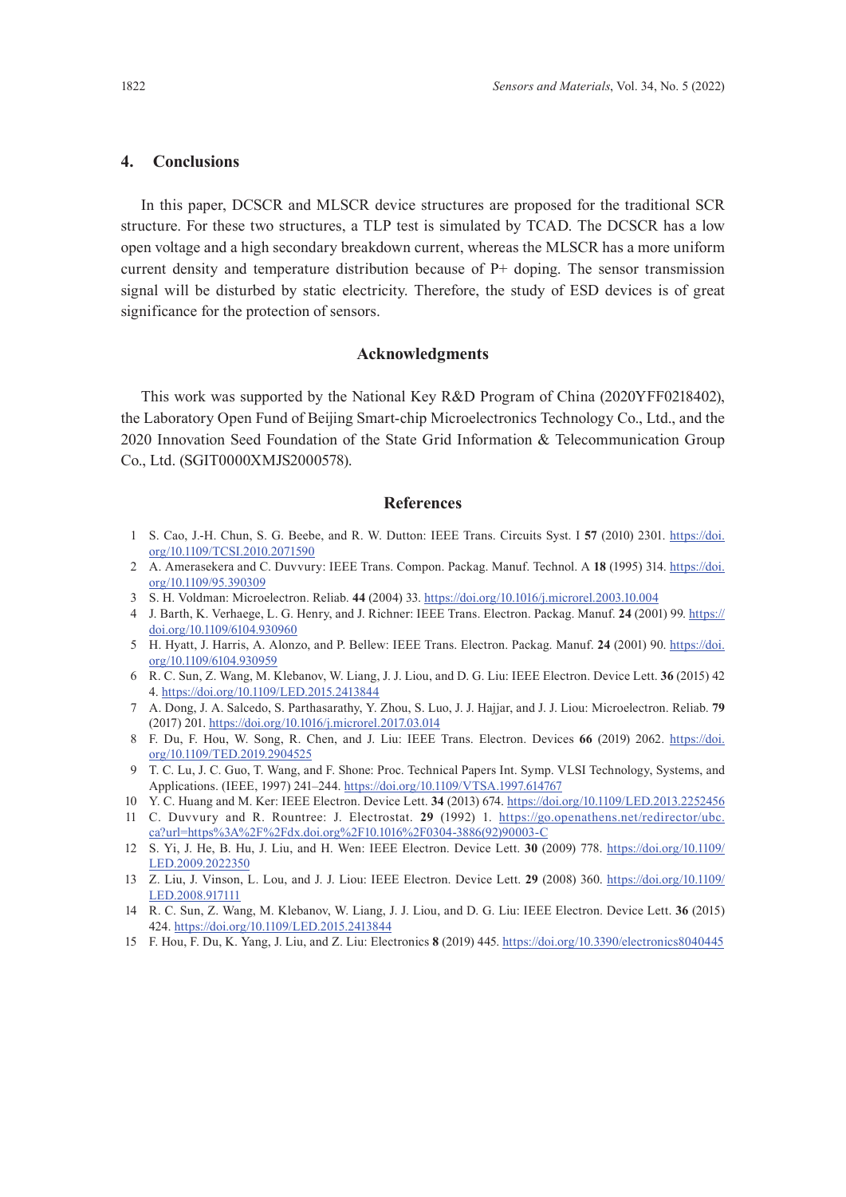## 4. Conclusions

In this paper, DCSCR and MLSCR device structures are proposed for the traditional SCR structure. For these two structures, a TLP test is simulated by TCAD. The DCSCR has a low open voltage and a high secondary breakdown current, whereas the MLSCR has a more uniform current density and temperature distribution because of P+ doping. The sensor transmission signal will be disturbed by static electricity. Therefore, the study of ESD devices is of great significance for the protection of sensors.

## Acknowledgments

This work was supported by the National Key R&D Program of China (2020YFF0218402), the Laboratory Open Fund of Beijing Smart-chip Microelectronics Technology Co., Ltd., and the 2020 Innovation Seed Foundation of the State Grid Information & Telecommunication Group Co., Ltd. (SGIT0000XMJS2000578).

## References

1 S. Cao, J.-H. Chun, S. G. Beebe, and R. W. Dutton: IEEE Trans. Circuits Syst. I **57** (2010) 2301. https://doi.org/10.1109/TCSI.2010.2071590

2 A. Amerasekera and C. Duvvury: IEEE Trans. Compon. Packag. Manuf. Technol. A **18** (1995) 314. https://doi.org/10.1109/95.390309

3 S. H. Voldman: Microelectron. Reliab. **44** (2004) 33. https://doi.org/10.1016/j.microrel.2003.10.004

4 J. Barth, K. Verhaege, L. G. Henry, and J. Richner: IEEE Trans. Electron. Packag. Manuf. **24** (2001) 99. https://doi.org/10.1109/6104.930960

5 H. Hyatt, J. Harris, A. Alonzo, and P. Bellew: IEEE Trans. Electron. Packag. Manuf. **24** (2001) 90. https://doi.org/10.1109/6104.930959

6 R. C. Sun, Z. Wang, M. Klebanov, W. Liang, J. J. Liou, and D. G. Liu: IEEE Electron. Device Lett. **36** (2015) 424. https://doi.org/10.1109/LED.2015.2413844

7 A. Dong, J. A. Salcedo, S. Parthasarathy, Y. Zhou, S. Luo, J. J. Hajjar, and J. J. Liou: Microelectron. Reliab. **79** (2017) 201. https://doi.org/10.1016/j.microrel.2017.03.014

8 F. Du, F. Hou, W. Song, R. Chen, and J. Liu: IEEE Trans. Electron. Devices **66** (2019) 2062. https://doi.org/10.1109/TED.2019.2904525

9 T. C. Lu, J. C. Guo, T. Wang, and F. Shone: Proc. Technical Papers Int. Symp. VLSI Technology, Systems, and Applications. (IEEE, 1997) 241–244. https://doi.org/10.1109/VTSA.1997.614767

10 Y. C. Huang and M. Ker: IEEE Electron. Device Lett. **34** (2013) 674. https://doi.org/10.1109/LED.2013.2252456

11 C. Duvvury and R. Rountree: J. Electrostat. **29** (1992) 1. https://go.openathens.net/redirector/ubc.ca?url=https%3A%2F%2Fdx.doi.org%2F10.1016%2F0304-3886(92)90003-C

12 S. Yi, J. He, B. Hu, J. Liu, and H. Wen: IEEE Electron. Device Lett. **30** (2009) 778. https://doi.org/10.1109/LED.2009.2022350

13 Z. Liu, J. Vinson, L. Lou, and J. J. Liou: IEEE Electron. Device Lett. **29** (2008) 360. https://doi.org/10.1109/LED.2008.917111

14 R. C. Sun, Z. Wang, M. Klebanov, W. Liang, J. J. Liou, and D. G. Liu: IEEE Electron. Device Lett. **36** (2015) 424. https://doi.org/10.1109/LED.2015.2413844

15 F. Hou, F. Du, K. Yang, J. Liu, and Z. Liu: Electronics **8** (2019) 445. https://doi.org/10.3390/electronics8040445